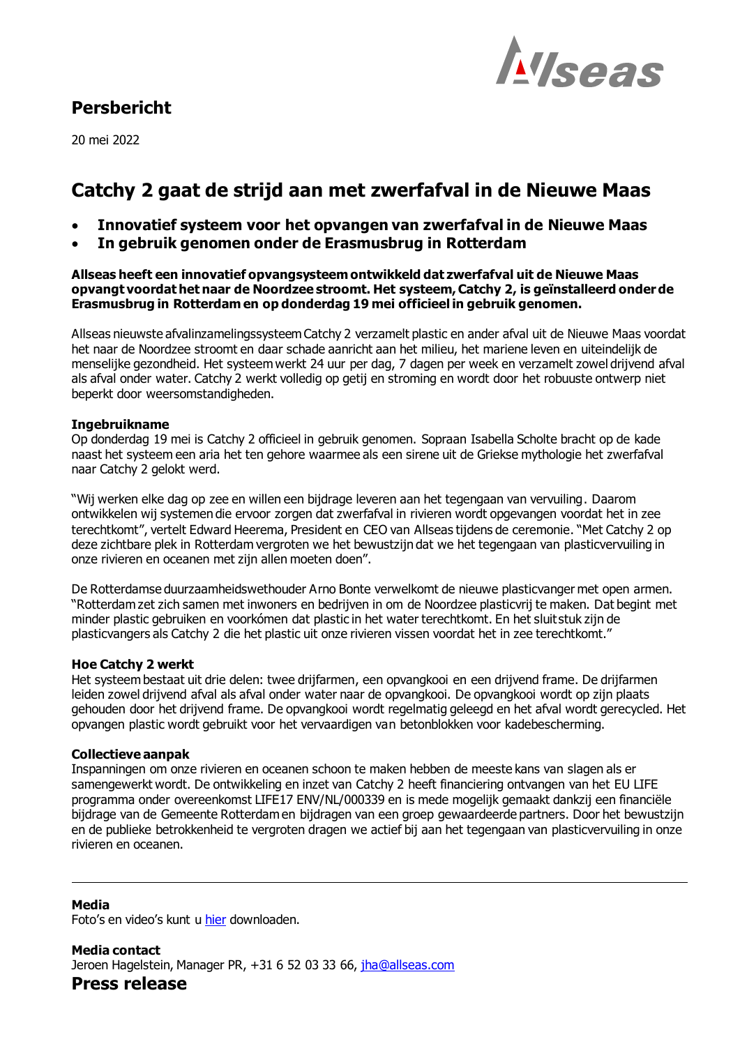## Persbericht

20 mei 2022

# Catchy 2 gaat de strijd aan met zwerfafval in de Nieuwe Maas

- **Innovatief systeem voor het opvangen van zwerfafval in de Nieuwe Maas**
- **In gebruik genomen onder de Erasmusbrug in Rotterdam**

**Allseas heeft een innovatief opvangsysteem ontwikkeld dat zwerfafval uit de Nieuwe Maas opvangt voordat het naar de Noordzee stroomt. Het systeem, Catchy 2, is geïnstalleerd onder de Erasmusbrug in Rotterdam en op donderdag 19 mei officieel in gebruik genomen.**

Allseas nieuwste afvalinzamelingssysteem Catchy 2 verzamelt plastic en ander afval uit de Nieuwe Maas voordat het naar de Noordzee stroomt en daar schade aanricht aan het milieu, het mariene leven en uiteindelijk de menselijke gezondheid. Het systeem werkt 24 uur per dag, 7 dagen per week en verzamelt zowel drijvend afval als afval onder water. Catchy 2 werkt volledig op getij en stroming en wordt door het robuuste ontwerp niet beperkt door weersomstandigheden.

### Ingebruikname

Op donderdag 19 mei is Catchy 2 officieel in gebruik genomen. Sopraan Isabella Scholte bracht op de kade naast het systeem een aria het ten gehore waarmee als een sirene uit de Griekse mythologie het zwerfafval naar Catchy 2 gelokt werd.

"Wij werken elke dag op zee en willen een bijdrage leveren aan het tegengaan van vervuiling. Daarom ontwikkelen wij systemen die ervoor zorgen dat zwerfafval in rivieren wordt opgevangen voordat het in zee terechtkomt", vertelt Edward Heerema, President en CEO van Allseas tijdens de ceremonie. "Met Catchy 2 op deze zichtbare plek in Rotterdam vergroten we het bewustzijn dat we het tegengaan van plasticvervuiling in onze rivieren en oceanen met zijn allen moeten doen".

De Rotterdamse duurzaamheidswethouder Arno Bonte verwelkomt de nieuwe plasticvanger met open armen. "Rotterdam zet zich samen met inwoners en bedrijven in om de Noordzee plasticvrij te maken. Dat begint met minder plastic gebruiken en voorkómen dat plastic in het water terechtkomt. En het sluitstuk zijn de plasticvangers als Catchy 2 die het plastic uit onze rivieren vissen voordat het in zee terechtkomt."

### Hoe Catchy 2 werkt

Het systeem bestaat uit drie delen: twee drijfarmen, een opvangkooi en een drijvend frame. De drijfarmen leiden zowel drijvend afval als afval onder water naar de opvangkooi. De opvangkooi wordt op zijn plaats gehouden door het drijvend frame. De opvangkooi wordt regelmatig geleegd en het afval wordt gerecycled. Het opvangen plastic wordt gebruikt voor het vervaardigen van betonblokken voor kadebescherming.

### Collectieve aanpak

Inspanningen om onze rivieren en oceanen schoon te maken hebben de meeste kans van slagen als er samengewerkt wordt. De ontwikkeling en inzet van Catchy 2 heeft financiering ontvangen van het EU LIFE programma onder overeenkomst LIFE17 ENV/NL/000339 en is mede mogelijk gemaakt dankzij een financiële bijdrage van de Gemeente Rotterdam en bijdragen van een groep gewaardeerde partners. Door het bewustzijn en de publieke betrokkenheid te vergroten dragen we actief bij aan het tegengaan van plasticvervuiling in onze rivieren en oceanen.

---

**Media**
Foto's en video's kunt u [hier](#) downloaden.

**Media contact**
Jeroen Hagelstein, Manager PR, +31 6 52 03 33 66, jha@allseas.com

## Press release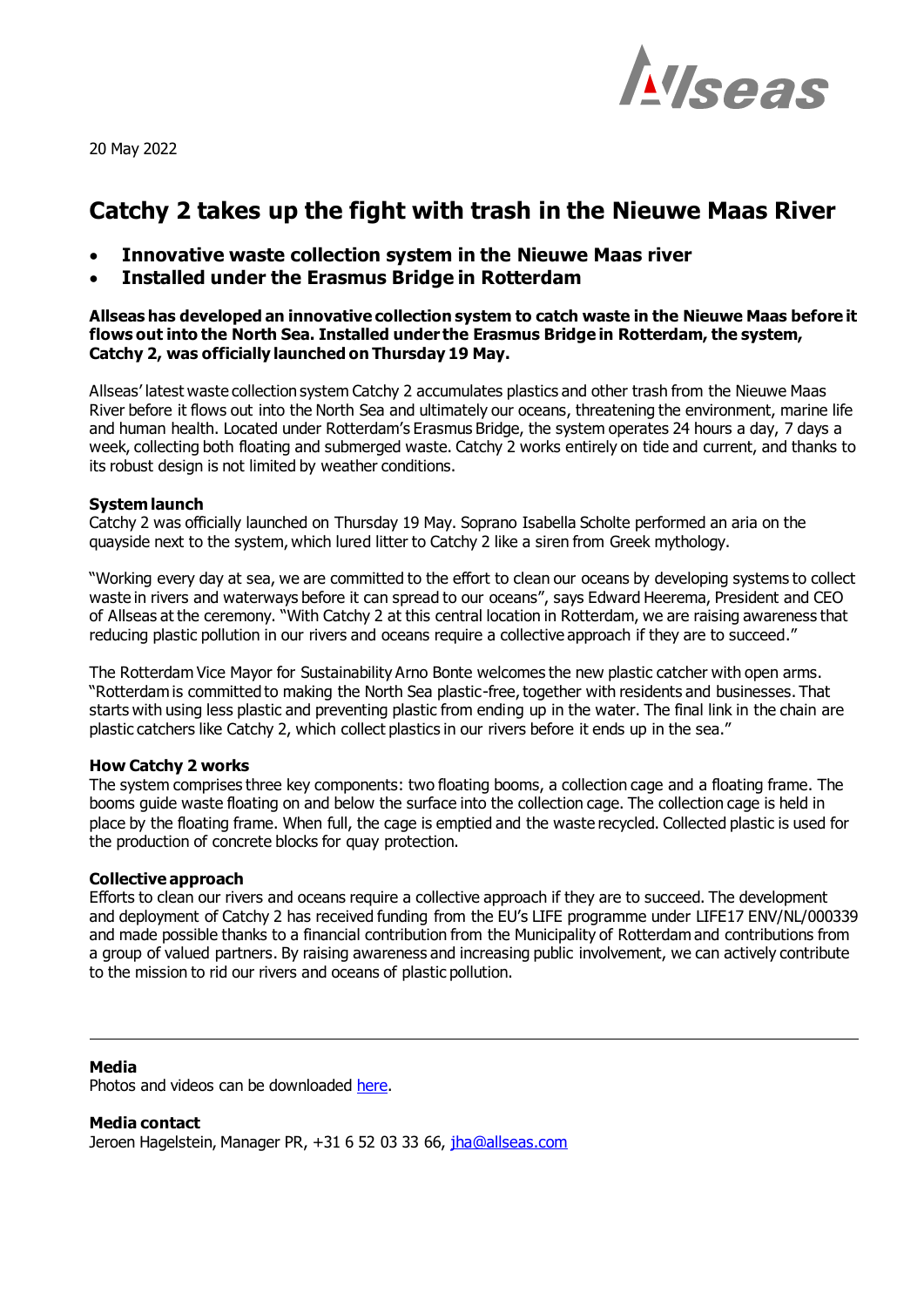20 May 2022

# Catchy 2 takes up the fight with trash in the Nieuwe Maas River

- **Innovative waste collection system in the Nieuwe Maas river**
- **Installed under the Erasmus Bridge in Rotterdam**

**Allseas has developed an innovative collection system to catch waste in the Nieuwe Maas before it flows out into the North Sea. Installed under the Erasmus Bridge in Rotterdam, the system, Catchy 2, was officially launched on Thursday 19 May.**

Allseas' latest waste collection system Catchy 2 accumulates plastics and other trash from the Nieuwe Maas River before it flows out into the North Sea and ultimately our oceans, threatening the environment, marine life and human health. Located under Rotterdam's Erasmus Bridge, the system operates 24 hours a day, 7 days a week, collecting both floating and submerged waste. Catchy 2 works entirely on tide and current, and thanks to its robust design is not limited by weather conditions.

**System launch**
Catchy 2 was officially launched on Thursday 19 May. Soprano Isabella Scholte performed an aria on the quayside next to the system, which lured litter to Catchy 2 like a siren from Greek mythology.

"Working every day at sea, we are committed to the effort to clean our oceans by developing systems to collect waste in rivers and waterways before it can spread to our oceans", says Edward Heerema, President and CEO of Allseas at the ceremony. "With Catchy 2 at this central location in Rotterdam, we are raising awareness that reducing plastic pollution in our rivers and oceans require a collective approach if they are to succeed."

The Rotterdam Vice Mayor for Sustainability Arno Bonte welcomes the new plastic catcher with open arms. "Rotterdam is committed to making the North Sea plastic-free, together with residents and businesses. That starts with using less plastic and preventing plastic from ending up in the water. The final link in the chain are plastic catchers like Catchy 2, which collect plastics in our rivers before it ends up in the sea."

**How Catchy 2 works**
The system comprises three key components: two floating booms, a collection cage and a floating frame. The booms guide waste floating on and below the surface into the collection cage. The collection cage is held in place by the floating frame. When full, the cage is emptied and the waste recycled. Collected plastic is used for the production of concrete blocks for quay protection.

**Collective approach**
Efforts to clean our rivers and oceans require a collective approach if they are to succeed. The development and deployment of Catchy 2 has received funding from the EU's LIFE programme under LIFE17 ENV/NL/000339 and made possible thanks to a financial contribution from the Municipality of Rotterdam and contributions from a group of valued partners. By raising awareness and increasing public involvement, we can actively contribute to the mission to rid our rivers and oceans of plastic pollution.

---

**Media**
Photos and videos can be downloaded here.

**Media contact**
Jeroen Hagelstein, Manager PR, +31 6 52 03 33 66, jha@allseas.com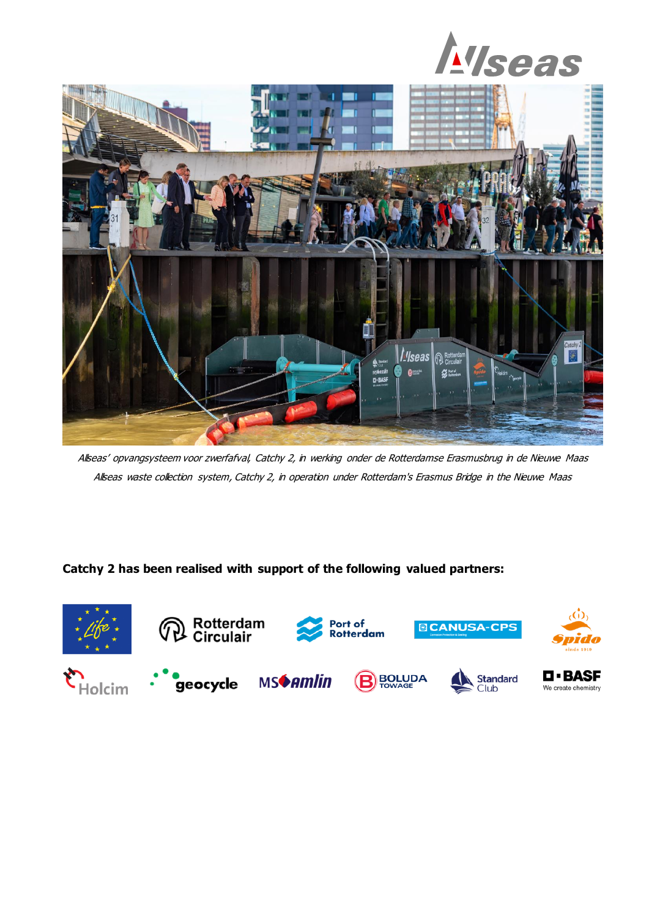Allseas' opvangsysteem voor zwerfafval, Catchy 2, in werking onder de Rotterdamse Erasmusbrug in de Nieuwe Maas

Allseas waste collection system, Catchy 2, in operation under Rotterdam's Erasmus Bridge in the Nieuwe Maas

**Catchy 2 has been realised with support of the following valued partners:**